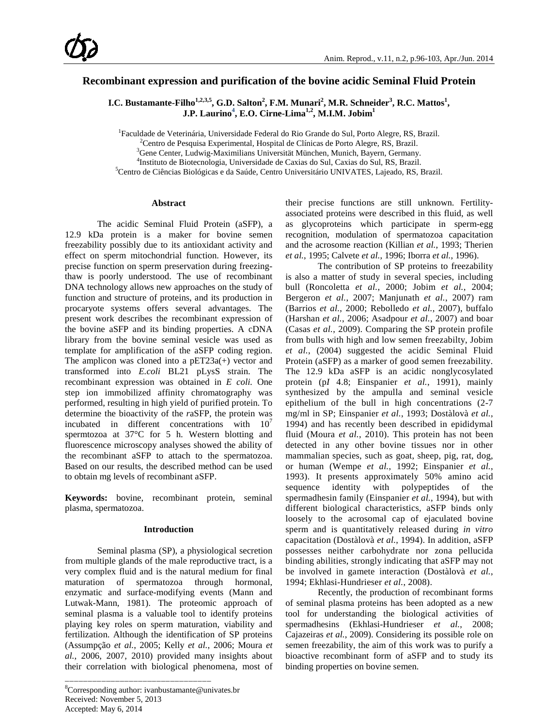# Recombinant expression and purification of the bovine acidic Seminal Fluid Protein

**I.C. Bustamante-Filho[1,2,3,5], G.D. Salton[2], F.M. Munari[2], M.R. Schneider[3], R.C. Mattos[1], J.P. Laurino[4], E.O. Cirne-Lima[1,2], M.I.M. Jobim[1]**

[1]Faculdade de Veterinária, Universidade Federal do Rio Grande do Sul, Porto Alegre, RS, Brazil.
[2]Centro de Pesquisa Experimental, Hospital de Clínicas de Porto Alegre, RS, Brazil.
[3]Gene Center, Ludwig-Maximilians Universität München, Munich, Bayern, Germany.
[4]Instituto de Biotecnologia, Universidade de Caxias do Sul, Caxias do Sul, RS, Brazil.
[5]Centro de Ciências Biológicas e da Saúde, Centro Universitário UNIVATES, Lajeado, RS, Brazil.

## Abstract

The acidic Seminal Fluid Protein (aSFP), a 12.9 kDa protein is a maker for bovine semen freezability possibly due to its antioxidant activity and effect on sperm mitochondrial function. However, its precise function on sperm preservation during freezing-thaw is poorly understood. The use of recombinant DNA technology allows new approaches on the study of function and structure of proteins, and its production in procaryote systems offers several advantages. The present work describes the recombinant expression of the bovine aSFP and its binding properties. A cDNA library from the bovine seminal vesicle was used as template for amplification of the aSFP coding region. The amplicon was cloned into a pET23a(+) vector and transformed into *E.coli* BL21 pLysS strain. The recombinant expression was obtained in *E coli.* One step ion immobilized affinity chromatography was performed, resulting in high yield of purified protein. To determine the bioactivity of the *r*aSFP, the protein was incubated in different concentrations with $10^7$ spermtozoa at 37°C for 5 h. Western blotting and fluorescence microscopy analyses showed the ability of the recombinant aSFP to attach to the spermatozoa. Based on our results, the described method can be used to obtain mg levels of recombinant aSFP.

**Keywords:** bovine, recombinant protein, seminal plasma, spermatozoa.

## Introduction

Seminal plasma (SP), a physiological secretion from multiple glands of the male reproductive tract, is a very complex fluid and is the natural medium for final maturation of spermatozoa through hormonal, enzymatic and surface-modifying events (Mann and Lutwak-Mann, 1981). The proteomic approach of seminal plasma is a valuable tool to identify proteins playing key roles on sperm maturation, viability and fertilization. Although the identification of SP proteins (Assumpção *et al.*, 2005; Kelly *et al.*, 2006; Moura *et al.*, 2006, 2007, 2010) provided many insights about their correlation with biological phenomena, most of their precise functions are still unknown. Fertility-associated proteins were described in this fluid, as well as glycoproteins which participate in sperm-egg recognition, modulation of spermatozoa capacitation and the acrosome reaction (Killian *et al.*, 1993; Therien *et al.*, 1995; Calvete *et al.*, 1996; Iborra *et al.*, 1996).

The contribution of SP proteins to freezability is also a matter of study in several species, including bull (Roncoletta *et al.*, 2000; Jobim *et al.*, 2004; Bergeron *et al.*, 2007; Manjunath *et al.*, 2007) ram (Barrios *et al.*, 2000; Rebolledo *et al.*, 2007), buffalo (Harshan *et al.*, 2006; Asadpour *et al.*, 2007) and boar (Casas *et al.*, 2009). Comparing the SP protein profile from bulls with high and low semen freezabilty, Jobim *et al.*, (2004) suggested the acidic Seminal Fluid Protein (aSFP) as a marker of good semen freezability. The 12.9 kDa aSFP is an acidic nonglycosylated protein (p*I* 4.8; Einspanier *et al.*, 1991), mainly synthesized by the ampulla and seminal vesicle epithelium of the bull in high concentrations (2-7 mg/ml in SP; Einspanier *et al.*, 1993; Dostàlovà *et al.*, 1994) and has recently been described in epididymal fluid (Moura *et al.*, 2010). This protein has not been detected in any other bovine tissues nor in other mammalian species, such as goat, sheep, pig, rat, dog, or human (Wempe *et al.*, 1992; Einspanier *et al.*, 1993). It presents approximately 50% amino acid sequence identity with polypeptides of the spermadhesin family (Einspanier *et al.*, 1994), but with different biological characteristics, aSFP binds only loosely to the acrosomal cap of ejaculated bovine sperm and is quantitatively released during *in vitro* capacitation (Dostàlovà *et al.*, 1994). In addition, aSFP possesses neither carbohydrate nor zona pellucida binding abilities, strongly indicating that aSFP may not be involved in gamete interaction (Dostàlovà *et al.*, 1994; Ekhlasi-Hundrieser *et al.*, 2008).

Recently, the production of recombinant forms of seminal plasma proteins has been adopted as a new tool for understanding the biological activities of spermadhesins (Ekhlasi-Hundrieser *et al.*, 2008; Cajazeiras *et al.*, 2009). Considering its possible role on semen freezability, the aim of this work was to purify a bioactive recombinant form of aSFP and to study its binding properties on bovine semen.

---

[8]Corresponding author: ivanbustamante@univates.br
Received: November 5, 2013
Accepted: May 6, 2014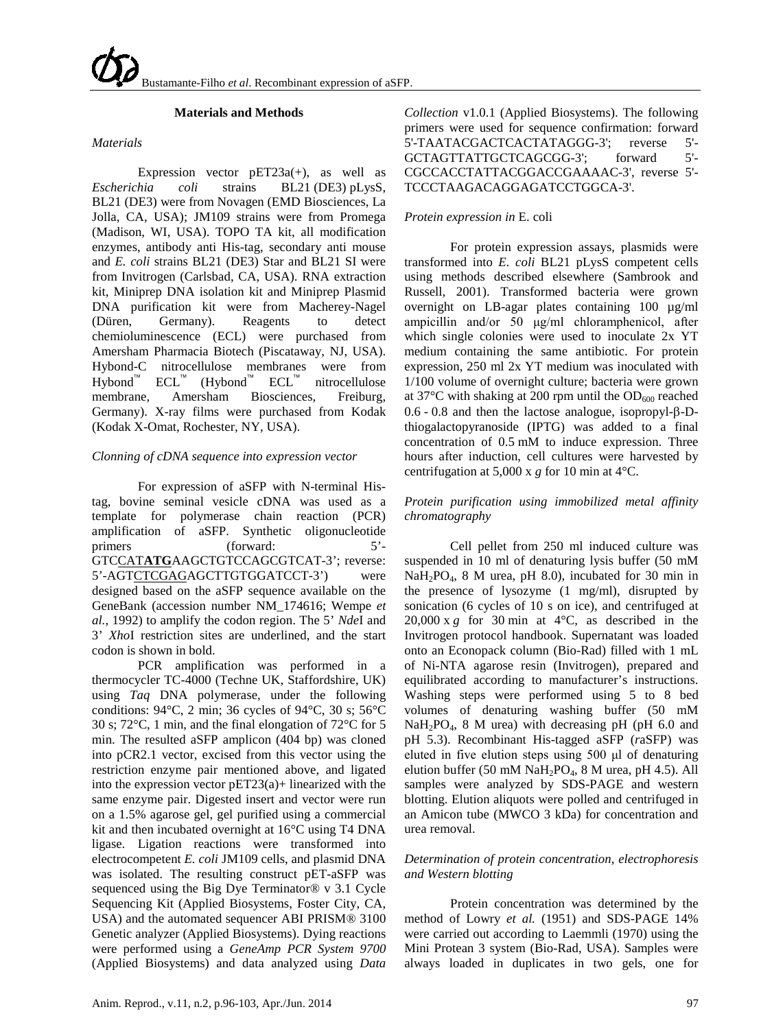## Materials and Methods

### *Materials*

Expression vector pET23a(+), as well as *Escherichia coli* strains BL21 (DE3) pLysS, BL21 (DE3) were from Novagen (EMD Biosciences, La Jolla, CA, USA); JM109 strains were from Promega (Madison, WI, USA). TOPO TA kit, all modification enzymes, antibody anti His-tag, secondary anti mouse and *E. coli* strains BL21 (DE3) Star and BL21 SI were from Invitrogen (Carlsbad, CA, USA). RNA extraction kit, Miniprep DNA isolation kit and Miniprep Plasmid DNA purification kit were from Macherey-Nagel (Düren, Germany). Reagents to detect chemioluminescence (ECL) were purchased from Amersham Pharmacia Biotech (Piscataway, NJ, USA). Hybond-C nitrocellulose membranes were from Hybond™ ECL™ (Hybond™ ECL™ nitrocellulose membrane, Amersham Biosciences, Freiburg, Germany). X-ray films were purchased from Kodak (Kodak X-Omat, Rochester, NY, USA).

### *Clonning of cDNA sequence into expression vector*

For expression of aSFP with N-terminal His-tag, bovine seminal vesicle cDNA was used as a template for polymerase chain reaction (PCR) amplification of aSFP. Synthetic oligonucleotide primers (forward: 5'-GTCCAT**ATG**AAGCTGTCCAGCGTCAT-3'; reverse: 5'-AGTCTCGAGAGCTTGTGGATCCT-3') were designed based on the aSFP sequence available on the GeneBank (accession number NM_174616; Wempe *et al.*, 1992) to amplify the codon region. The 5' *Nde*I and 3' *Xho*I restriction sites are underlined, and the start codon is shown in bold.

PCR amplification was performed in a thermocycler TC-4000 (Techne UK, Staffordshire, UK) using *Taq* DNA polymerase, under the following conditions: 94°C, 2 min; 36 cycles of 94°C, 30 s; 56°C 30 s; 72°C, 1 min, and the final elongation of 72°C for 5 min. The resulted aSFP amplicon (404 bp) was cloned into pCR2.1 vector, excised from this vector using the restriction enzyme pair mentioned above, and ligated into the expression vector pET23(a)+ linearized with the same enzyme pair. Digested insert and vector were run on a 1.5% agarose gel, gel purified using a commercial kit and then incubated overnight at 16°C using T4 DNA ligase. Ligation reactions were transformed into electrocompetent *E. coli* JM109 cells, and plasmid DNA was isolated. The resulting construct pET-aSFP was sequenced using the Big Dye Terminator® v 3.1 Cycle Sequencing Kit (Applied Biosystems, Foster City, CA, USA) and the automated sequencer ABI PRISM® 3100 Genetic analyzer (Applied Biosystems). Dying reactions were performed using a *GeneAmp PCR System 9700* (Applied Biosystems) and data analyzed using *Data Collection* v1.0.1 (Applied Biosystems). The following primers were used for sequence confirmation: forward 5'-TAATACGACTCACTATAGGG-3'; reverse 5'-GCTAGTTATTGCTCAGCGG-3'; forward 5'-CGCCACCTATTACGGACCGAAAAC-3', reverse 5'-TCCCTAAGACAGGAGATCCTGGCA-3'.

### *Protein expression in* E. coli

For protein expression assays, plasmids were transformed into *E. coli* BL21 pLysS competent cells using methods described elsewhere (Sambrook and Russell, 2001). Transformed bacteria were grown overnight on LB-agar plates containing 100 µg/ml ampicillin and/or 50 µg/ml chloramphenicol, after which single colonies were used to inoculate 2x YT medium containing the same antibiotic. For protein expression, 250 ml 2x YT medium was inoculated with 1/100 volume of overnight culture; bacteria were grown at 37°C with shaking at 200 rpm until the $OD_{600}$ reached 0.6 - 0.8 and then the lactose analogue, isopropyl-β-D-thiogalactopyranoside (IPTG) was added to a final concentration of 0.5 mM to induce expression. Three hours after induction, cell cultures were harvested by centrifugation at 5,000 x *g* for 10 min at 4°C.

### *Protein purification using immobilized metal affinity chromatography*

Cell pellet from 250 ml induced culture was suspended in 10 ml of denaturing lysis buffer (50 mM $NaH_2PO_4$, 8 M urea, pH 8.0), incubated for 30 min in the presence of lysozyme (1 mg/ml), disrupted by sonication (6 cycles of 10 s on ice), and centrifuged at 20,000 x *g* for 30 min at 4°C, as described in the Invitrogen protocol handbook. Supernatant was loaded onto an Econopack column (Bio-Rad) filled with 1 mL of Ni-NTA agarose resin (Invitrogen), prepared and equilibrated according to manufacturer's instructions. Washing steps were performed using 5 to 8 bed volumes of denaturing washing buffer (50 mM $NaH_2PO_4$, 8 M urea) with decreasing pH (pH 6.0 and pH 5.3). Recombinant His-tagged aSFP (*r*aSFP) was eluted in five elution steps using 500 µl of denaturing elution buffer (50 mM $NaH_2PO_4$, 8 M urea, pH 4.5). All samples were analyzed by SDS-PAGE and western blotting. Elution aliquots were polled and centrifuged in an Amicon tube (MWCO 3 kDa) for concentration and urea removal.

### *Determination of protein concentration, electrophoresis and Western blotting*

Protein concentration was determined by the method of Lowry *et al.* (1951) and SDS-PAGE 14% were carried out according to Laemmli (1970) using the Mini Protean 3 system (Bio-Rad, USA). Samples were always loaded in duplicates in two gels, one for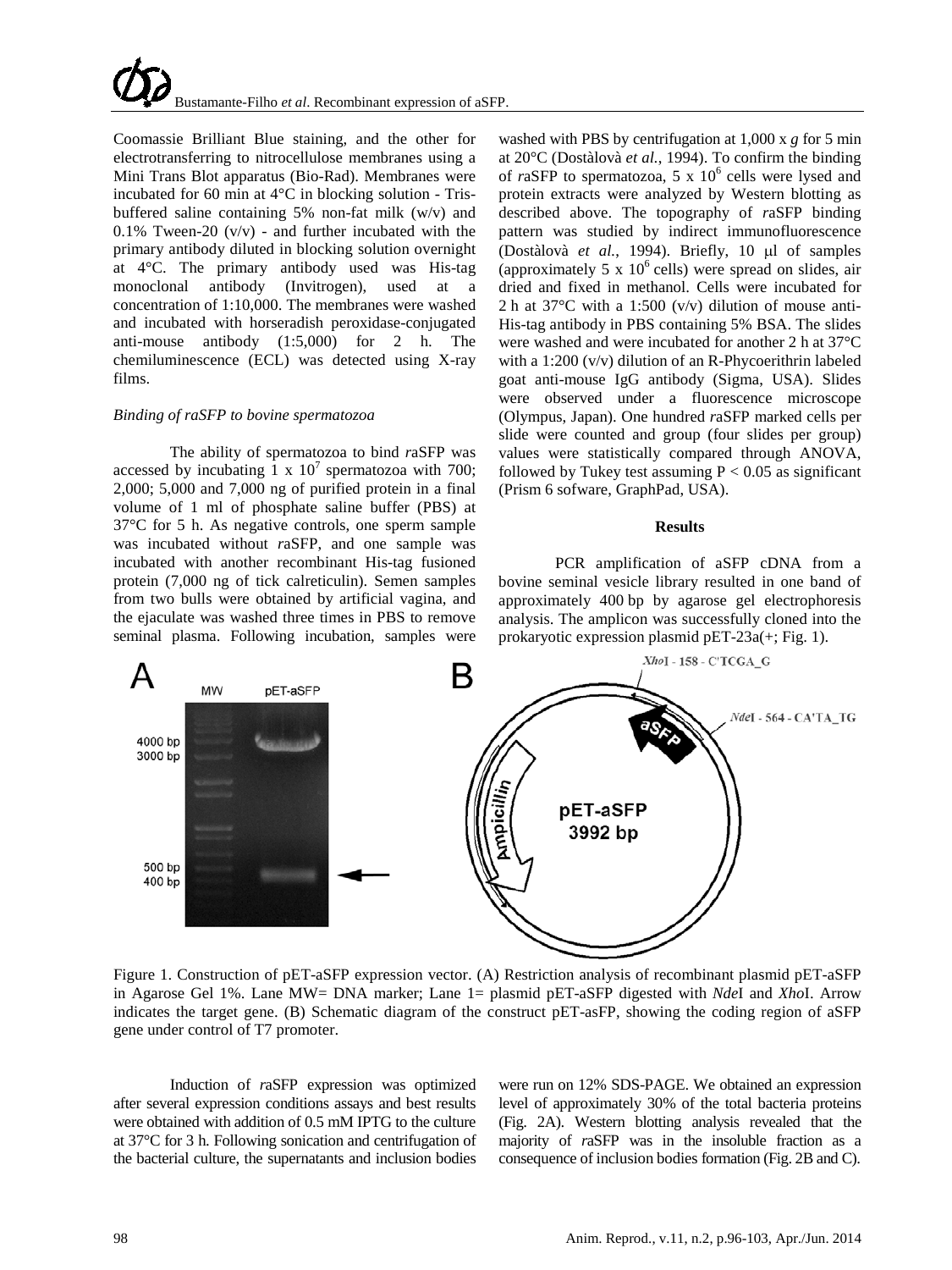Coomassie Brilliant Blue staining, and the other for electrotransferring to nitrocellulose membranes using a Mini Trans Blot apparatus (Bio-Rad). Membranes were incubated for 60 min at 4°C in blocking solution - Tris-buffered saline containing 5% non-fat milk (w/v) and 0.1% Tween-20 (v/v) - and further incubated with the primary antibody diluted in blocking solution overnight at 4°C. The primary antibody used was His-tag monoclonal antibody (Invitrogen), used at a concentration of 1:10,000. The membranes were washed and incubated with horseradish peroxidase-conjugated anti-mouse antibody (1:5,000) for 2 h. The chemiluminescence (ECL) was detected using X-ray films.

*Binding of raSFP to bovine spermatozoa*

The ability of spermatozoa to bind *r*aSFP was accessed by incubating 1 x $10^7$ spermatozoa with 700; 2,000; 5,000 and 7,000 ng of purified protein in a final volume of 1 ml of phosphate saline buffer (PBS) at 37°C for 5 h. As negative controls, one sperm sample was incubated without *r*aSFP, and one sample was incubated with another recombinant His-tag fusioned protein (7,000 ng of tick calreticulin). Semen samples from two bulls were obtained by artificial vagina, and the ejaculate was washed three times in PBS to remove seminal plasma. Following incubation, samples were washed with PBS by centrifugation at 1,000 x *g* for 5 min at 20°C (Dostàlovà *et al.*, 1994). To confirm the binding of *r*aSFP to spermatozoa, 5 x $10^6$ cells were lysed and protein extracts were analyzed by Western blotting as described above. The topography of *r*aSFP binding pattern was studied by indirect immunofluorescence (Dostàlovà *et al.*, 1994). Briefly, 10 μl of samples (approximately 5 x $10^6$ cells) were spread on slides, air dried and fixed in methanol. Cells were incubated for 2 h at 37°C with a 1:500 (v/v) dilution of mouse anti-His-tag antibody in PBS containing 5% BSA. The slides were washed and were incubated for another 2 h at 37°C with a 1:200 (v/v) dilution of an R-Phycoerithrin labeled goat anti-mouse IgG antibody (Sigma, USA). Slides were observed under a fluorescence microscope (Olympus, Japan). One hundred *r*aSFP marked cells per slide were counted and group (four slides per group) values were statistically compared through ANOVA, followed by Tukey test assuming $P < 0.05$ as significant (Prism 6 sofware, GraphPad, USA).

## Results

PCR amplification of aSFP cDNA from a bovine seminal vesicle library resulted in one band of approximately 400 bp by agarose gel electrophoresis analysis. The amplicon was successfully cloned into the prokaryotic expression plasmid pET-23a(+; Fig. 1).

Figure 1. Construction of pET-aSFP expression vector. (A) Restriction analysis of recombinant plasmid pET-aSFP in Agarose Gel 1%. Lane MW= DNA marker; Lane 1= plasmid pET-aSFP digested with *Nde*I and *Xho*I. Arrow indicates the target gene. (B) Schematic diagram of the construct pET-asFP, showing the coding region of aSFP gene under control of T7 promoter.

Induction of *r*aSFP expression was optimized after several expression conditions assays and best results were obtained with addition of 0.5 mM IPTG to the culture at 37°C for 3 h. Following sonication and centrifugation of the bacterial culture, the supernatants and inclusion bodies were run on 12% SDS-PAGE. We obtained an expression level of approximately 30% of the total bacteria proteins (Fig. 2A). Western blotting analysis revealed that the majority of *r*aSFP was in the insoluble fraction as a consequence of inclusion bodies formation (Fig. 2B and C).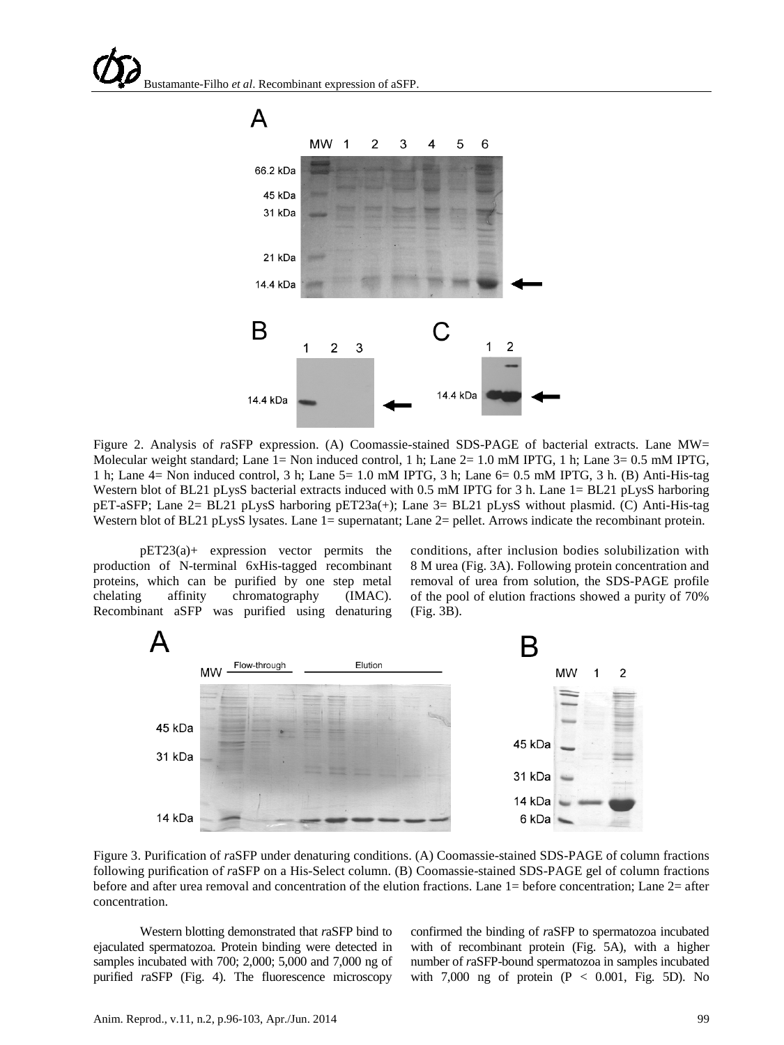Figure 2. Analysis of *ra*SFP expression. (A) Coomassie-stained SDS-PAGE of bacterial extracts. Lane MW= Molecular weight standard; Lane 1= Non induced control, 1 h; Lane 2= 1.0 mM IPTG, 1 h; Lane 3= 0.5 mM IPTG, 1 h; Lane 4= Non induced control, 3 h; Lane 5= 1.0 mM IPTG, 3 h; Lane 6= 0.5 mM IPTG, 3 h. (B) Anti-His-tag Western blot of BL21 pLysS bacterial extracts induced with 0.5 mM IPTG for 3 h. Lane 1= BL21 pLysS harboring pET-aSFP; Lane 2= BL21 pLysS harboring pET23a(+); Lane 3= BL21 pLysS without plasmid. (C) Anti-His-tag Western blot of BL21 pLysS lysates. Lane 1= supernatant; Lane 2= pellet. Arrows indicate the recombinant protein.

pET23(a)+ expression vector permits the production of N-terminal 6xHis-tagged recombinant proteins, which can be purified by one step metal chelating affinity chromatography (IMAC). Recombinant aSFP was purified using denaturing conditions, after inclusion bodies solubilization with 8 M urea (Fig. 3A). Following protein concentration and removal of urea from solution, the SDS-PAGE profile of the pool of elution fractions showed a purity of 70% (Fig. 3B).

Figure 3. Purification of *ra*SFP under denaturing conditions. (A) Coomassie-stained SDS-PAGE of column fractions following purification of *ra*SFP on a His-Select column. (B) Coomassie-stained SDS-PAGE gel of column fractions before and after urea removal and concentration of the elution fractions. Lane 1= before concentration; Lane 2= after concentration.

Western blotting demonstrated that *ra*SFP bind to ejaculated spermatozoa. Protein binding were detected in samples incubated with 700; 2,000; 5,000 and 7,000 ng of purified *ra*SFP (Fig. 4). The fluorescence microscopy confirmed the binding of *ra*SFP to spermatozoa incubated with of recombinant protein (Fig. 5A), with a higher number of *ra*SFP-bound spermatozoa in samples incubated with 7,000 ng of protein ($P < 0.001$, Fig. 5D). No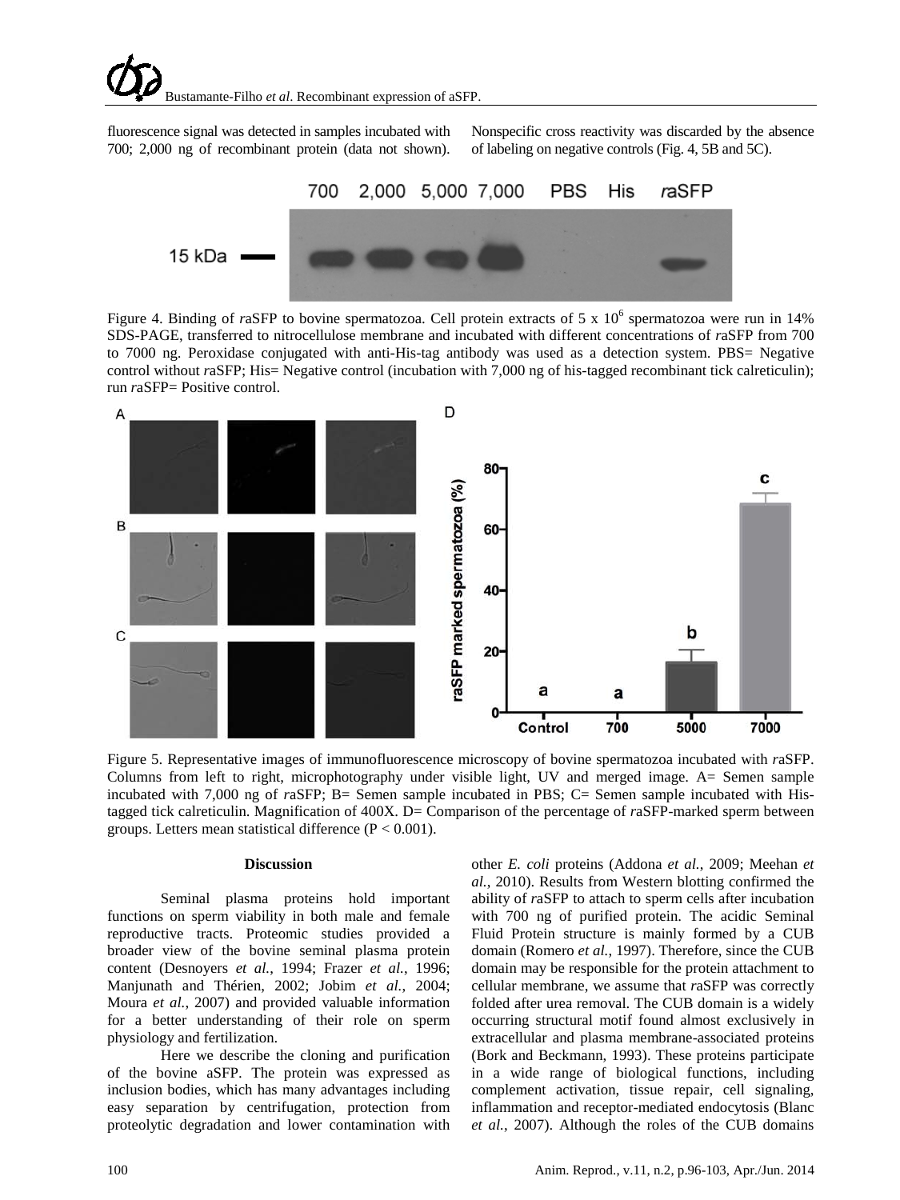fluorescence signal was detected in samples incubated with 700; 2,000 ng of recombinant protein (data not shown). Nonspecific cross reactivity was discarded by the absence of labeling on negative controls (Fig. 4, 5B and 5C).

Figure 4. Binding of *r*aSFP to bovine spermatozoa. Cell protein extracts of 5 x $10^6$ spermatozoa were run in 14% SDS-PAGE, transferred to nitrocellulose membrane and incubated with different concentrations of *r*aSFP from 700 to 7000 ng. Peroxidase conjugated with anti-His-tag antibody was used as a detection system. PBS= Negative control without *r*aSFP; His= Negative control (incubation with 7,000 ng of his-tagged recombinant tick calreticulin); run *r*aSFP= Positive control.

Figure 5. Representative images of immunofluorescence microscopy of bovine spermatozoa incubated with *r*aSFP. Columns from left to right, microphotography under visible light, UV and merged image. A= Semen sample incubated with 7,000 ng of *r*aSFP; B= Semen sample incubated in PBS; C= Semen sample incubated with His-tagged tick calreticulin. Magnification of 400X. D= Comparison of the percentage of *r*aSFP-marked sperm between groups. Letters mean statistical difference ($P < 0.001$).

## Discussion

Seminal plasma proteins hold important functions on sperm viability in both male and female reproductive tracts. Proteomic studies provided a broader view of the bovine seminal plasma protein content (Desnoyers *et al.*, 1994; Frazer *et al.*, 1996; Manjunath and Thérien, 2002; Jobim *et al.*, 2004; Moura *et al.*, 2007) and provided valuable information for a better understanding of their role on sperm physiology and fertilization.

Here we describe the cloning and purification of the bovine aSFP. The protein was expressed as inclusion bodies, which has many advantages including easy separation by centrifugation, protection from proteolytic degradation and lower contamination with other *E. coli* proteins (Addona *et al.*, 2009; Meehan *et al.*, 2010). Results from Western blotting confirmed the ability of *r*aSFP to attach to sperm cells after incubation with 700 ng of purified protein. The acidic Seminal Fluid Protein structure is mainly formed by a CUB domain (Romero *et al.*, 1997). Therefore, since the CUB domain may be responsible for the protein attachment to cellular membrane, we assume that *r*aSFP was correctly folded after urea removal. The CUB domain is a widely occurring structural motif found almost exclusively in extracellular and plasma membrane-associated proteins (Bork and Beckmann, 1993). These proteins participate in a wide range of biological functions, including complement activation, tissue repair, cell signaling, inflammation and receptor-mediated endocytosis (Blanc *et al.*, 2007). Although the roles of the CUB domains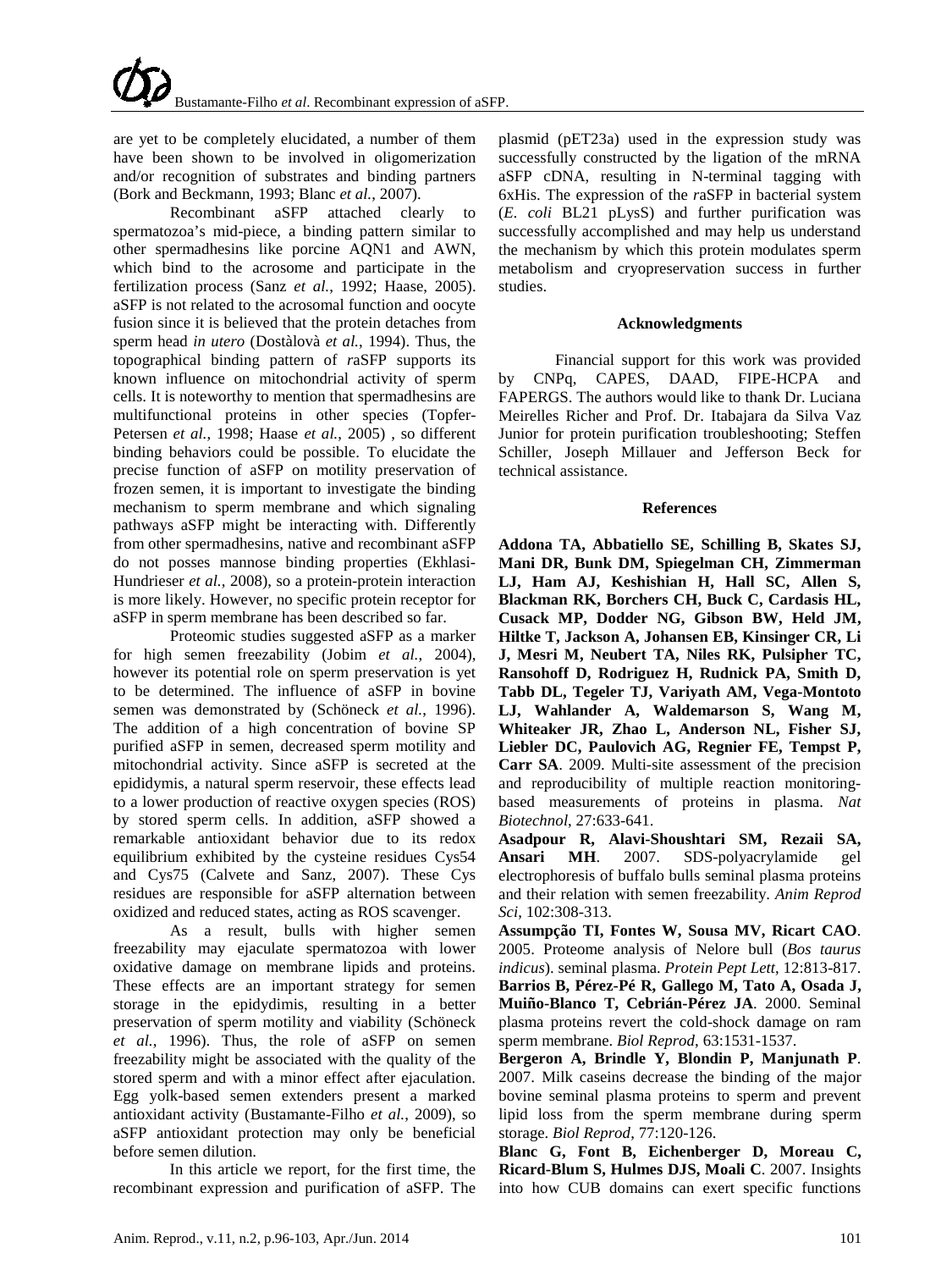are yet to be completely elucidated, a number of them have been shown to be involved in oligomerization and/or recognition of substrates and binding partners (Bork and Beckmann, 1993; Blanc *et al.*, 2007).

Recombinant aSFP attached clearly to spermatozoa's mid-piece, a binding pattern similar to other spermadhesins like porcine AQN1 and AWN, which bind to the acrosome and participate in the fertilization process (Sanz *et al.*, 1992; Haase, 2005). aSFP is not related to the acrosomal function and oocyte fusion since it is believed that the protein detaches from sperm head *in utero* (Dostàlovà *et al.*, 1994). Thus, the topographical binding pattern of *r*aSFP supports its known influence on mitochondrial activity of sperm cells. It is noteworthy to mention that spermadhesins are multifunctional proteins in other species (Topfer-Petersen *et al.*, 1998; Haase *et al.*, 2005) , so different binding behaviors could be possible. To elucidate the precise function of aSFP on motility preservation of frozen semen, it is important to investigate the binding mechanism to sperm membrane and which signaling pathways aSFP might be interacting with. Differently from other spermadhesins, native and recombinant aSFP do not posses mannose binding properties (Ekhlasi-Hundrieser *et al.*, 2008), so a protein-protein interaction is more likely. However, no specific protein receptor for aSFP in sperm membrane has been described so far.

Proteomic studies suggested aSFP as a marker for high semen freezability (Jobim *et al.*, 2004), however its potential role on sperm preservation is yet to be determined. The influence of aSFP in bovine semen was demonstrated by (Schöneck *et al.*, 1996). The addition of a high concentration of bovine SP purified aSFP in semen, decreased sperm motility and mitochondrial activity. Since aSFP is secreted at the epididymis, a natural sperm reservoir, these effects lead to a lower production of reactive oxygen species (ROS) by stored sperm cells. In addition, aSFP showed a remarkable antioxidant behavior due to its redox equilibrium exhibited by the cysteine residues Cys54 and Cys75 (Calvete and Sanz, 2007). These Cys residues are responsible for aSFP alternation between oxidized and reduced states, acting as ROS scavenger.

As a result, bulls with higher semen freezability may ejaculate spermatozoa with lower oxidative damage on membrane lipids and proteins. These effects are an important strategy for semen storage in the epidydimis, resulting in a better preservation of sperm motility and viability (Schöneck *et al.*, 1996). Thus, the role of aSFP on semen freezability might be associated with the quality of the stored sperm and with a minor effect after ejaculation. Egg yolk-based semen extenders present a marked antioxidant activity (Bustamante-Filho *et al.*, 2009), so aSFP antioxidant protection may only be beneficial before semen dilution.

In this article we report, for the first time, the recombinant expression and purification of aSFP. The plasmid (pET23a) used in the expression study was successfully constructed by the ligation of the mRNA aSFP cDNA, resulting in N-terminal tagging with 6xHis. The expression of the *r*aSFP in bacterial system (*E. coli* BL21 pLysS) and further purification was successfully accomplished and may help us understand the mechanism by which this protein modulates sperm metabolism and cryopreservation success in further studies.

## Acknowledgments

Financial support for this work was provided by CNPq, CAPES, DAAD, FIPE-HCPA and FAPERGS. The authors would like to thank Dr. Luciana Meirelles Richer and Prof. Dr. Itabajara da Silva Vaz Junior for protein purification troubleshooting; Steffen Schiller, Joseph Millauer and Jefferson Beck for technical assistance.

## References

**Addona TA, Abbatiello SE, Schilling B, Skates SJ, Mani DR, Bunk DM, Spiegelman CH, Zimmerman LJ, Ham AJ, Keshishian H, Hall SC, Allen S, Blackman RK, Borchers CH, Buck C, Cardasis HL, Cusack MP, Dodder NG, Gibson BW, Held JM, Hiltke T, Jackson A, Johansen EB, Kinsinger CR, Li J, Mesri M, Neubert TA, Niles RK, Pulsipher TC, Ransohoff D, Rodriguez H, Rudnick PA, Smith D, Tabb DL, Tegeler TJ, Variyath AM, Vega-Montoto LJ, Wahlander A, Waldemarson S, Wang M, Whiteaker JR, Zhao L, Anderson NL, Fisher SJ, Liebler DC, Paulovich AG, Regnier FE, Tempst P, Carr SA**. 2009. Multi-site assessment of the precision and reproducibility of multiple reaction monitoring-based measurements of proteins in plasma. *Nat Biotechnol*, 27:633-641.

**Asadpour R, Alavi-Shoushtari SM, Rezaii SA, Ansari MH**. 2007. SDS-polyacrylamide gel electrophoresis of buffalo bulls seminal plasma proteins and their relation with semen freezability. *Anim Reprod Sci*, 102:308-313.

**Assumpção TI, Fontes W, Sousa MV, Ricart CAO**. 2005. Proteome analysis of Nelore bull (*Bos taurus indicus*). seminal plasma. *Protein Pept Lett*, 12:813-817.

**Barrios B, Pérez-Pé R, Gallego M, Tato A, Osada J, Muiño-Blanco T, Cebrián-Pérez JA**. 2000. Seminal plasma proteins revert the cold-shock damage on ram sperm membrane. *Biol Reprod*, 63:1531-1537.

**Bergeron A, Brindle Y, Blondin P, Manjunath P**. 2007. Milk caseins decrease the binding of the major bovine seminal plasma proteins to sperm and prevent lipid loss from the sperm membrane during sperm storage. *Biol Reprod*, 77:120-126.

**Blanc G, Font B, Eichenberger D, Moreau C, Ricard-Blum S, Hulmes DJS, Moali C**. 2007. Insights into how CUB domains can exert specific functions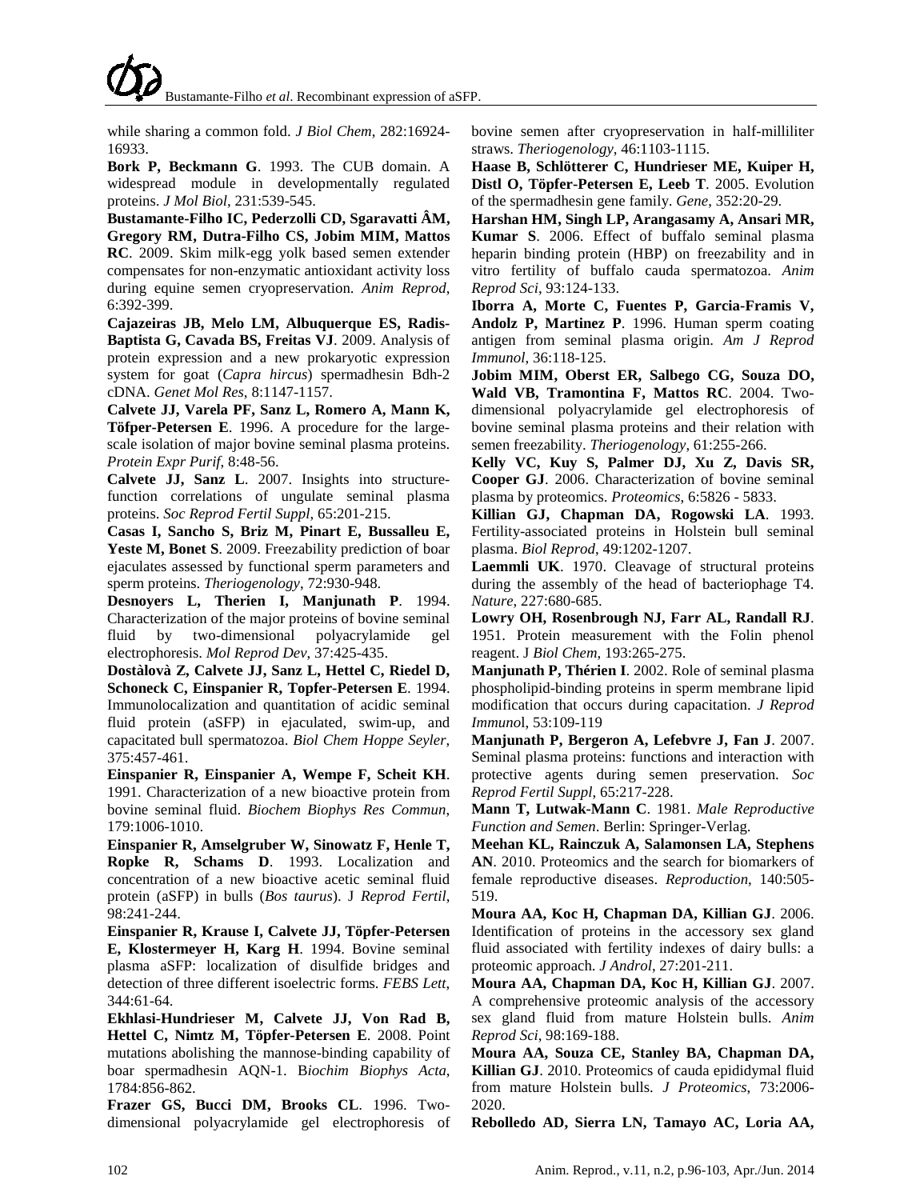while sharing a common fold. *J Biol Chem*, 282:16924-16933.

**Bork P, Beckmann G**. 1993. The CUB domain. A widespread module in developmentally regulated proteins. *J Mol Biol*, 231:539-545.

**Bustamante-Filho IC, Pederzolli CD, Sgaravatti ÂM, Gregory RM, Dutra-Filho CS, Jobim MIM, Mattos RC**. 2009. Skim milk-egg yolk based semen extender compensates for non-enzymatic antioxidant activity loss during equine semen cryopreservation. *Anim Reprod*, 6:392-399.

**Cajazeiras JB, Melo LM, Albuquerque ES, Radis-Baptista G, Cavada BS, Freitas VJ**. 2009. Analysis of protein expression and a new prokaryotic expression system for goat (*Capra hircus*) spermadhesin Bdh-2 cDNA. *Genet Mol Res*, 8:1147-1157.

**Calvete JJ, Varela PF, Sanz L, Romero A, Mann K, Töfper-Petersen E**. 1996. A procedure for the large-scale isolation of major bovine seminal plasma proteins. *Protein Expr Purif*, 8:48-56.

**Calvete JJ, Sanz L**. 2007. Insights into structure-function correlations of ungulate seminal plasma proteins. *Soc Reprod Fertil Suppl*, 65:201-215.

**Casas I, Sancho S, Briz M, Pinart E, Bussalleu E, Yeste M, Bonet S**. 2009. Freezability prediction of boar ejaculates assessed by functional sperm parameters and sperm proteins. *Theriogenology*, 72:930-948.

**Desnoyers L, Therien I, Manjunath P**. 1994. Characterization of the major proteins of bovine seminal fluid by two-dimensional polyacrylamide gel electrophoresis. *Mol Reprod Dev*, 37:425-435.

**Dostàlovà Z, Calvete JJ, Sanz L, Hettel C, Riedel D, Schoneck C, Einspanier R, Topfer-Petersen E**. 1994. Immunolocalization and quantitation of acidic seminal fluid protein (aSFP) in ejaculated, swim-up, and capacitated bull spermatozoa. *Biol Chem Hoppe Seyler*, 375:457-461.

**Einspanier R, Einspanier A, Wempe F, Scheit KH**. 1991. Characterization of a new bioactive protein from bovine seminal fluid. *Biochem Biophys Res Commun*, 179:1006-1010.

**Einspanier R, Amselgruber W, Sinowatz F, Henle T, Ropke R, Schams D**. 1993. Localization and concentration of a new bioactive acetic seminal fluid protein (aSFP) in bulls (*Bos taurus*). J *Reprod Fertil*, 98:241-244.

**Einspanier R, Krause I, Calvete JJ, Töpfer-Petersen E, Klostermeyer H, Karg H**. 1994. Bovine seminal plasma aSFP: localization of disulfide bridges and detection of three different isoelectric forms. *FEBS Lett*, 344:61-64.

**Ekhlasi-Hundrieser M, Calvete JJ, Von Rad B, Hettel C, Nimtz M, Töpfer-Petersen E**. 2008. Point mutations abolishing the mannose-binding capability of boar spermadhesin AQN-1. B*iochim Biophys Acta*, 1784:856-862.

**Frazer GS, Bucci DM, Brooks CL**. 1996. Two-dimensional polyacrylamide gel electrophoresis of bovine semen after cryopreservation in half-milliliter straws. *Theriogenology*, 46:1103-1115.

**Haase B, Schlötterer C, Hundrieser ME, Kuiper H, Distl O, Töpfer-Petersen E, Leeb T**. 2005. Evolution of the spermadhesin gene family. *Gene*, 352:20-29.

**Harshan HM, Singh LP, Arangasamy A, Ansari MR, Kumar S**. 2006. Effect of buffalo seminal plasma heparin binding protein (HBP) on freezability and in vitro fertility of buffalo cauda spermatozoa. *Anim Reprod Sci*, 93:124-133.

**Iborra A, Morte C, Fuentes P, Garcia-Framis V, Andolz P, Martinez P**. 1996. Human sperm coating antigen from seminal plasma origin. *Am J Reprod Immunol*, 36:118-125.

**Jobim MIM, Oberst ER, Salbego CG, Souza DO, Wald VB, Tramontina F, Mattos RC**. 2004. Two-dimensional polyacrylamide gel electrophoresis of bovine seminal plasma proteins and their relation with semen freezability. *Theriogenology*, 61:255-266.

**Kelly VC, Kuy S, Palmer DJ, Xu Z, Davis SR, Cooper GJ**. 2006. Characterization of bovine seminal plasma by proteomics. *Proteomics*, 6:5826 - 5833.

**Killian GJ, Chapman DA, Rogowski LA**. 1993. Fertility-associated proteins in Holstein bull seminal plasma. *Biol Reprod*, 49:1202-1207.

**Laemmli UK**. 1970. Cleavage of structural proteins during the assembly of the head of bacteriophage T4. *Nature*, 227:680-685.

**Lowry OH, Rosenbrough NJ, Farr AL, Randall RJ**. 1951. Protein measurement with the Folin phenol reagent. J *Biol Chem*, 193:265-275.

**Manjunath P, Thérien I**. 2002. Role of seminal plasma phospholipid-binding proteins in sperm membrane lipid modification that occurs during capacitation. *J Reprod Immuno*l, 53:109-119

**Manjunath P, Bergeron A, Lefebvre J, Fan J**. 2007. Seminal plasma proteins: functions and interaction with protective agents during semen preservation. *Soc Reprod Fertil Suppl*, 65:217-228.

**Mann T, Lutwak-Mann C**. 1981. *Male Reproductive Function and Semen*. Berlin: Springer-Verlag.

**Meehan KL, Rainczuk A, Salamonsen LA, Stephens AN**. 2010. Proteomics and the search for biomarkers of female reproductive diseases. *Reproduction*, 140:505-519.

**Moura AA, Koc H, Chapman DA, Killian GJ**. 2006. Identification of proteins in the accessory sex gland fluid associated with fertility indexes of dairy bulls: a proteomic approach. *J Androl*, 27:201-211.

**Moura AA, Chapman DA, Koc H, Killian GJ**. 2007. A comprehensive proteomic analysis of the accessory sex gland fluid from mature Holstein bulls. *Anim Reprod Sci*, 98:169-188.

**Moura AA, Souza CE, Stanley BA, Chapman DA, Killian GJ**. 2010. Proteomics of cauda epididymal fluid from mature Holstein bulls. *J Proteomics*, 73:2006-2020.

**Rebolledo AD, Sierra LN, Tamayo AC, Loria AA,**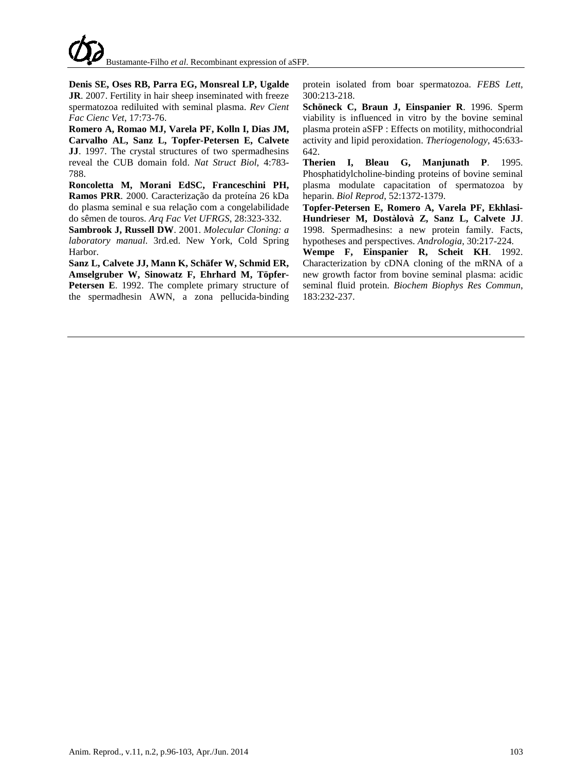**Denis SE, Oses RB, Parra EG, Monsreal LP, Ugalde JR**. 2007. Fertility in hair sheep inseminated with freeze spermatozoa rediluited with seminal plasma. *Rev Cient Fac Cienc Vet*, 17:73-76.

**Romero A, Romao MJ, Varela PF, Kolln I, Dias JM, Carvalho AL, Sanz L, Topfer-Petersen E, Calvete JJ**. 1997. The crystal structures of two spermadhesins reveal the CUB domain fold. *Nat Struct Biol*, 4:783-788.

**Roncoletta M, Morani EdSC, Franceschini PH, Ramos PRR**. 2000. Caracterização da proteína 26 kDa do plasma seminal e sua relação com a congelabilidade do sêmen de touros. *Arq Fac Vet UFRGS*, 28:323-332.

**Sambrook J, Russell DW**. 2001. *Molecular Cloning: a laboratory manual*. 3rd.ed. New York, Cold Spring Harbor.

**Sanz L, Calvete JJ, Mann K, Schäfer W, Schmid ER, Amselgruber W, Sinowatz F, Ehrhard M, Töpfer-Petersen E**. 1992. The complete primary structure of the spermadhesin AWN, a zona pellucida-binding protein isolated from boar spermatozoa. *FEBS Lett*, 300:213-218.

**Schöneck C, Braun J, Einspanier R**. 1996. Sperm viability is influenced in vitro by the bovine seminal plasma protein aSFP : Effects on motility, mithocondrial activity and lipid peroxidation. *Theriogenology*, 45:633-642.

**Therien I, Bleau G, Manjunath P**. 1995. Phosphatidylcholine-binding proteins of bovine seminal plasma modulate capacitation of spermatozoa by heparin. *Biol Reprod*, 52:1372-1379.

**Topfer-Petersen E, Romero A, Varela PF, Ekhlasi-Hundrieser M, Dostàlovà Z, Sanz L, Calvete JJ**. 1998. Spermadhesins: a new protein family. Facts, hypotheses and perspectives. *Andrologia*, 30:217-224.

**Wempe F, Einspanier R, Scheit KH**. 1992. Characterization by cDNA cloning of the mRNA of a new growth factor from bovine seminal plasma: acidic seminal fluid protein. *Biochem Biophys Res Commun*, 183:232-237.